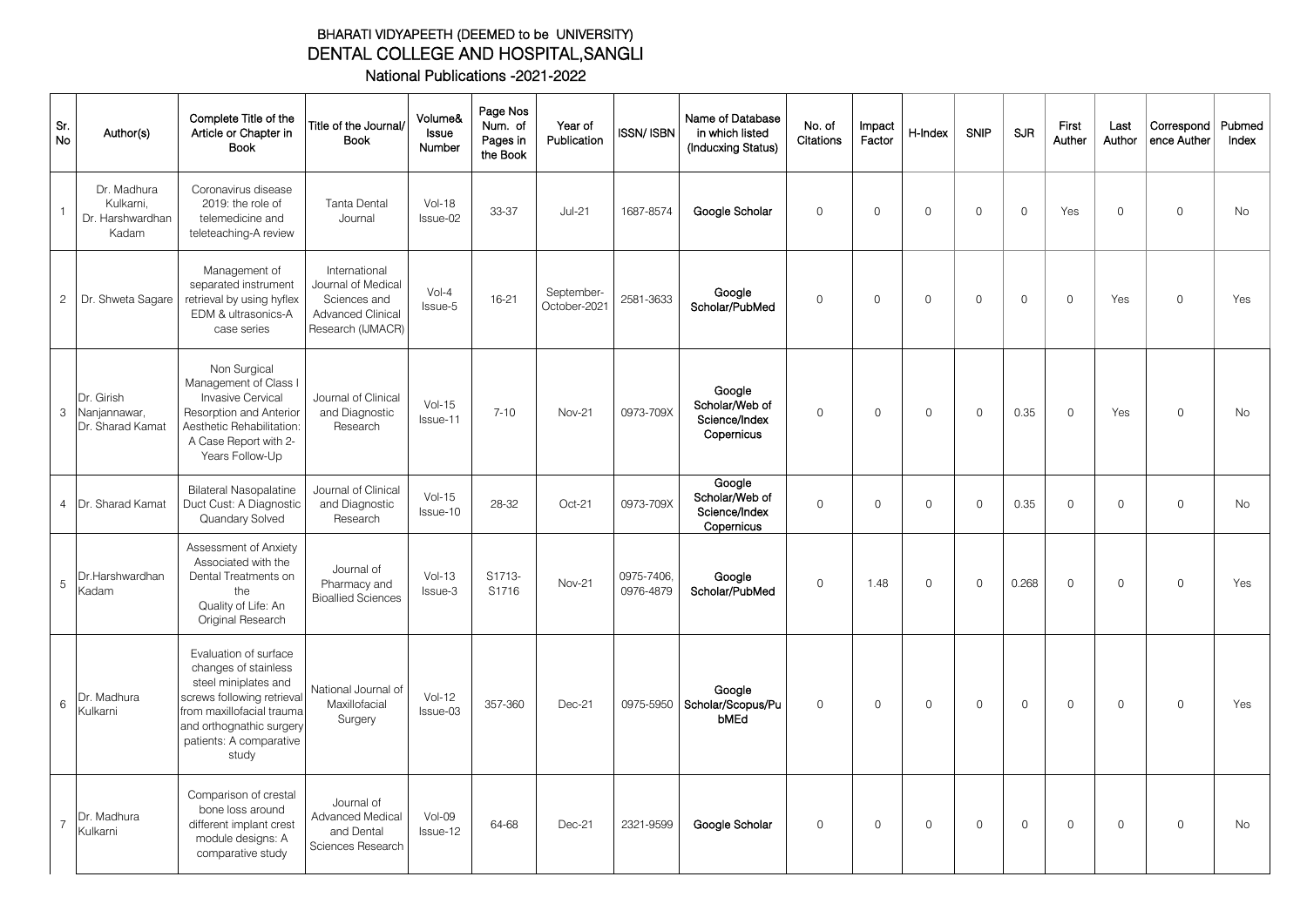# BHARATI VIDYAPEETH (DEEMED to be UNIVERSITY)
## DENTAL COLLEGE AND HOSPITAL,SANGLI
### National Publications -2021-2022

| Sr. No | Author(s) | Complete Title of the Article or Chapter in Book | Title of the Journal/ Book | Volume& Issue Number | Page Nos Num. of Pages in the Book | Year of Publication | ISSN/ ISBN | Name of Database in which listed (Inducxing Status) | No. of Citations | Impact Factor | H-Index | SNIP | SJR | First Auther | Last Author | Correspond ence Auther | Pubmed Index |
|---|---|---|---|---|---|---|---|---|---|---|---|---|---|---|---|---|---|
| 1 | Dr. Madhura Kulkarni, Dr. Harshwardhan Kadam | Coronavirus disease 2019: the role of telemedicine and teleteaching-A review | Tanta Dental Journal | Vol-18 Issue-02 | 33-37 | Jul-21 | 1687-8574 | **Google Scholar** | 0 | 0 | 0 | 0 | 0 | Yes | 0 | 0 | No |
| 2 | Dr. Shweta Sagare | Management of separated instrument retrieval by using hyflex EDM & ultrasonics-A case series | International Journal of Medical Sciences and Advanced Clinical Research (IJMACR) | Vol-4 Issue-5 | 16-21 | September-October-2021 | 2581-3633 | **Google Scholar/PubMed** | 0 | 0 | 0 | 0 | 0 | 0 | Yes | 0 | Yes |
| 3 | Dr. Girish Nanjannawar, Dr. Sharad Kamat | Non Surgical Management of Class I Invasive Cervical Resorption and Anterior Aesthetic Rehabilitation: A Case Report with 2-Years Follow-Up | Journal of Clinical and Diagnostic Research | Vol-15 Issue-11 | 7-10 | Nov-21 | 0973-709X | **Google Scholar/Web of Science/Index Copernicus** | 0 | 0 | 0 | 0 | 0.35 | 0 | Yes | 0 | No |
| 4 | Dr. Sharad Kamat | Bilateral Nasopalatine Duct Cust: A Diagnostic Quandary Solved | Journal of Clinical and Diagnostic Research | Vol-15 Issue-10 | 28-32 | Oct-21 | 0973-709X | **Google Scholar/Web of Science/Index Copernicus** | 0 | 0 | 0 | 0 | 0.35 | 0 | 0 | 0 | No |
| 5 | Dr.Harshwardhan Kadam | Assessment of Anxiety Associated with the Dental Treatments on the Quality of Life: An Original Research | Journal of Pharmacy and Bioallied Sciences | Vol-13 Issue-3 | S1713-S1716 | Nov-21 | 0975-7406, 0976-4879 | **Google Scholar/PubMed** | 0 | 1.48 | 0 | 0 | 0.268 | 0 | 0 | 0 | Yes |
| 6 | Dr. Madhura Kulkarni | Evaluation of surface changes of stainless steel miniplates and screws following retrieval from maxillofacial trauma and orthognathic surgery patients: A comparative study | National Journal of Maxillofacial Surgery | Vol-12 Issue-03 | 357-360 | Dec-21 | 0975-5950 | **Google Scholar/Scopus/PubMEd** | 0 | 0 | 0 | 0 | 0 | 0 | 0 | 0 | Yes |
| 7 | Dr. Madhura Kulkarni | Comparison of crestal bone loss around different implant crest module designs: A comparative study | Journal of Advanced Medical and Dental Sciences Research | Vol-09 Issue-12 | 64-68 | Dec-21 | 2321-9599 | **Google Scholar** | 0 | 0 | 0 | 0 | 0 | 0 | 0 | 0 | No |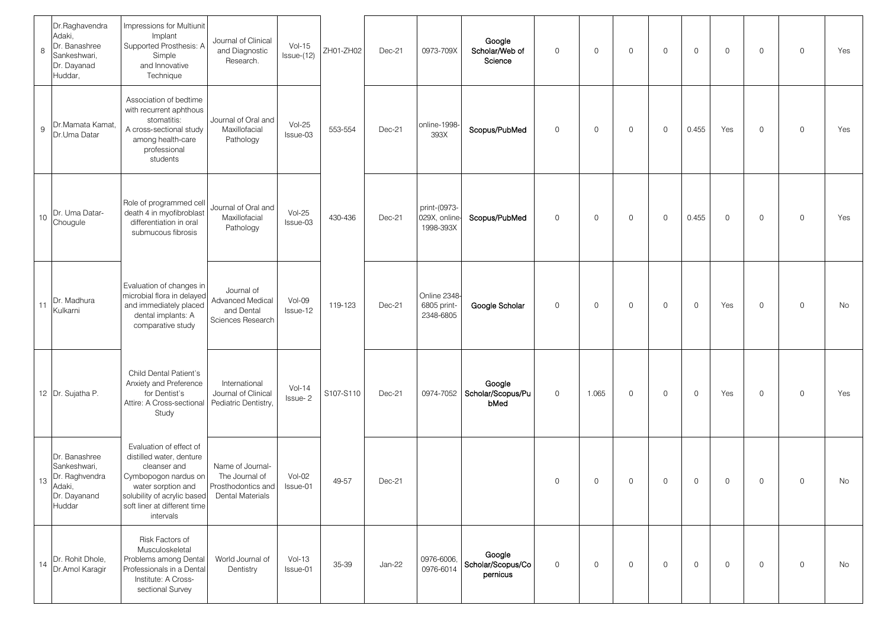| 8 | Dr.Raghavendra Adaki, Dr. Banashree Sankeshwari, Dr. Dayanad Huddar, | Impressions for Multiunit Implant Supported Prosthesis: A Simple and Innovative Technique | Journal of Clinical and Diagnostic Research. | Vol-15 Issue-(12) | ZH01-ZH02 | Dec-21 | 0973-709X | Google Scholar/Web of Science | 0 | 0 | 0 | 0 | 0 | 0 | 0 | 0 | Yes |
|---|---|---|---|---|---|---|---|---|---|---|---|---|---|---|---|---|---|
| 9 | Dr.Mamata Kamat, Dr.Uma Datar | Association of bedtime with recurrent aphthous stomatitis: A cross-sectional study among health-care professional students | Journal of Oral and Maxillofacial Pathology | Vol-25 Issue-03 | 553-554 | Dec-21 | online-1998-393X | Scopus/PubMed | 0 | 0 | 0 | 0 | 0.455 | Yes | 0 | 0 | Yes |
| 10 | Dr. Uma Datar-Chougule | Role of programmed cell death 4 in myofibroblast differentiation in oral submucous fibrosis | Journal of Oral and Maxillofacial Pathology | Vol-25 Issue-03 | 430-436 | Dec-21 | print-(0973-029X, online-1998-393X | Scopus/PubMed | 0 | 0 | 0 | 0 | 0.455 | 0 | 0 | 0 | Yes |
| 11 | Dr. Madhura Kulkarni | Evaluation of changes in microbial flora in delayed and immediately placed dental implants: A comparative study | Journal of Advanced Medical and Dental Sciences Research | Vol-09 Issue-12 | 119-123 | Dec-21 | Online 2348-6805 print-2348-6805 | Google Scholar | 0 | 0 | 0 | 0 | 0 | Yes | 0 | 0 | No |
| 12 | Dr. Sujatha P. | Child Dental Patient's Anxiety and Preference for Dentist's Attire: A Cross-sectional Study | International Journal of Clinical Pediatric Dentistry, | Vol-14 Issue- 2 | S107-S110 | Dec-21 | 0974-7052 | Google Scholar/Scopus/PubMed | 0 | 1.065 | 0 | 0 | 0 | Yes | 0 | 0 | Yes |
| 13 | Dr. Banashree Sankeshwari, Dr. Raghvendra Adaki, Dr. Dayanand Huddar | Evaluation of effect of distilled water, denture cleanser and Cymbopogon nardus on water sorption and solubility of acrylic based soft liner at different time intervals | Name of Journal- The Journal of Prosthodontics and Dental Materials | Vol-02 Issue-01 | 49-57 | Dec-21 | | | 0 | 0 | 0 | 0 | 0 | 0 | 0 | 0 | No |
| 14 | Dr. Rohit Dhole, Dr.Amol Karagir | Risk Factors of Musculoskeletal Problems among Dental Professionals in a Dental Institute: A Cross-sectional Survey | World Journal of Dentistry | Vol-13 Issue-01 | 35-39 | Jan-22 | 0976-6006, 0976-6014 | Google Scholar/Scopus/Copernicus | 0 | 0 | 0 | 0 | 0 | 0 | 0 | 0 | No |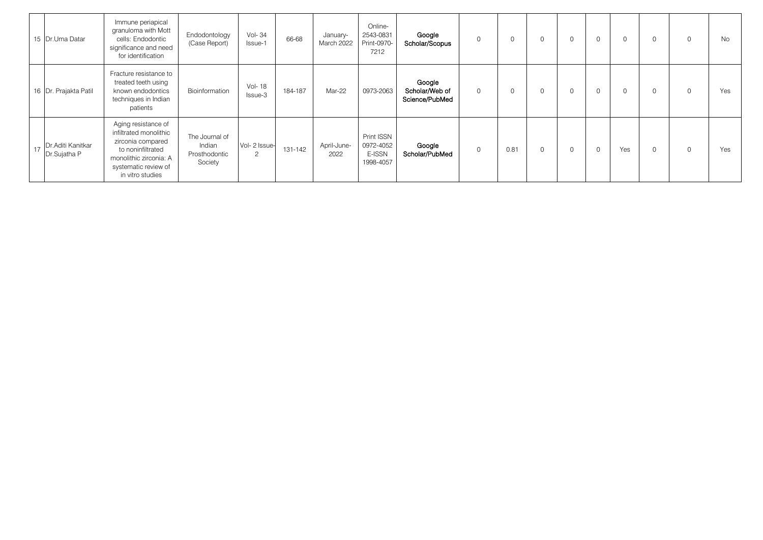| | | | | | | | | | | | | | | | | | | |
|---|---|---|---|---|---|---|---|---|---|---|---|---|---|---|---|---|---|---|
| 15 | Dr.Uma Datar | Immune periapical granuloma with Mott cells: Endodontic significance and need for identification | Endodontology (Case Report) | Vol- 34 Issue-1 | 66-68 | January-March 2022 | Online-2543-0831 Print-0970-7212 | **Google Scholar/Scopus** | 0 | 0 | 0 | 0 | 0 | 0 | 0 | 0 | No |
| 16 | Dr. Prajakta Patil | Fracture resistance to treated teeth using known endodontics techniques in Indian patients | Bioinformation | Vol- 18 Issue-3 | 184-187 | Mar-22 | 0973-2063 | **Google Scholar/Web of Science/PubMed** | 0 | 0 | 0 | 0 | 0 | 0 | 0 | 0 | Yes |
| 17 | Dr.Aditi Kanitkar Dr.Sujatha P | Aging resistance of infiltrated monolithic zirconia compared to noninfiltrated monolithic zirconia: A systematic review of in vitro studies | The Journal of Indian Prosthodontic Society | Vol- 2 Issue-2 | 131-142 | April-June-2022 | Print ISSN 0972-4052 E-ISSN 1998-4057 | **Google Scholar/PubMed** | 0 | 0.81 | 0 | 0 | 0 | Yes | 0 | 0 | Yes |